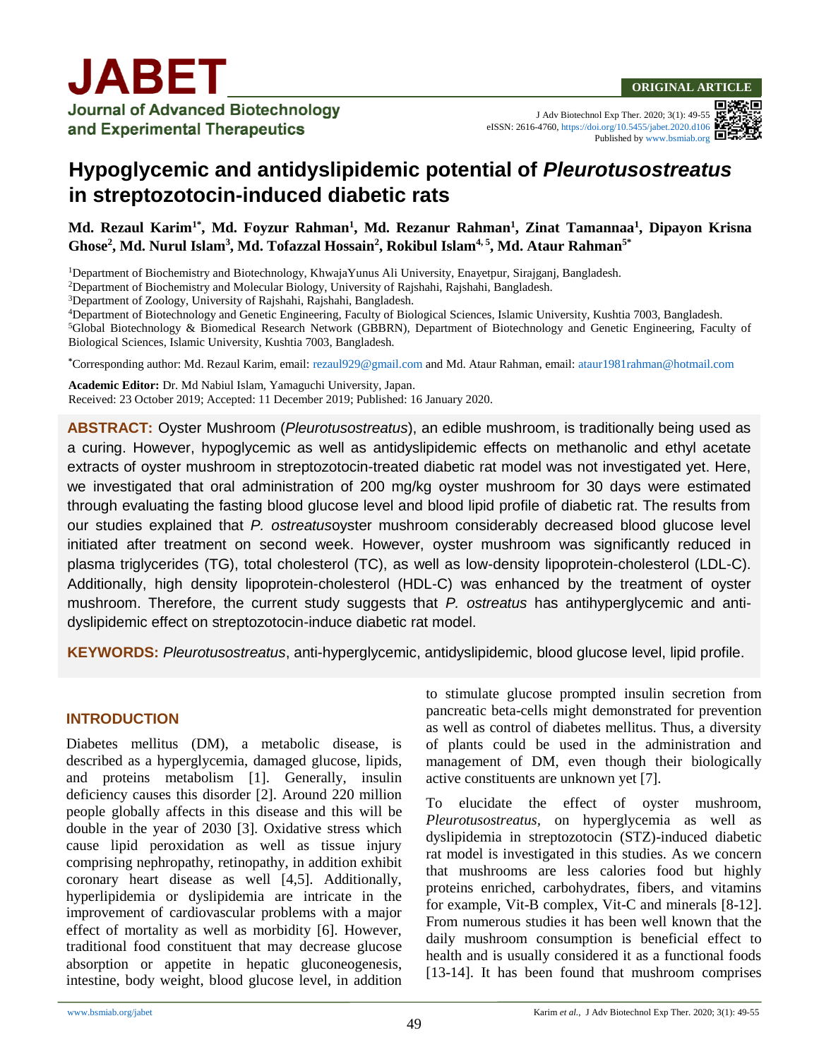ORIGINAL ARTICLE

J Adv Biotechnol Exp Ther. 2020; 3(1): 49-55
eISSN: 2616-4760, https://doi.org/10.5455/jabet.2020.d106
Published by www.bsmiab.org

# Hypoglycemic and antidyslipidemic potential of *Pleurotusostreatus* in streptozotocin-induced diabetic rats

**Md. Rezaul Karim[1*], Md. Foyzur Rahman[1], Md. Rezanur Rahman[1], Zinat Tamannaa[1], Dipayon Krisna Ghose[2], Md. Nurul Islam[3], Md. Tofazzal Hossain[2], Rokibul Islam[4,5], Md. Ataur Rahman[5*]**

[1]Department of Biochemistry and Biotechnology, KhwajaYunus Ali University, Enayetpur, Sirajganj, Bangladesh.
[2]Department of Biochemistry and Molecular Biology, University of Rajshahi, Rajshahi, Bangladesh.
[3]Department of Zoology, University of Rajshahi, Rajshahi, Bangladesh.
[4]Department of Biotechnology and Genetic Engineering, Faculty of Biological Sciences, Islamic University, Kushtia 7003, Bangladesh.
[5]Global Biotechnology & Biomedical Research Network (GBBRN), Department of Biotechnology and Genetic Engineering, Faculty of Biological Sciences, Islamic University, Kushtia 7003, Bangladesh.

*Corresponding author: Md. Rezaul Karim, email: rezaul929@gmail.com and Md. Ataur Rahman, email: ataur1981rahman@hotmail.com

**Academic Editor:** Dr. Md Nabiul Islam, Yamaguchi University, Japan.
Received: 23 October 2019; Accepted: 11 December 2019; Published: 16 January 2020.

**ABSTRACT:** Oyster Mushroom (*Pleurotusostreatus*), an edible mushroom, is traditionally being used as a curing. However, hypoglycemic as well as antidyslipidemic effects on methanolic and ethyl acetate extracts of oyster mushroom in streptozotocin-treated diabetic rat model was not investigated yet. Here, we investigated that oral administration of 200 mg/kg oyster mushroom for 30 days were estimated through evaluating the fasting blood glucose level and blood lipid profile of diabetic rat. The results from our studies explained that *P. ostreatus*oyster mushroom considerably decreased blood glucose level initiated after treatment on second week. However, oyster mushroom was significantly reduced in plasma triglycerides (TG), total cholesterol (TC), as well as low-density lipoprotein-cholesterol (LDL-C). Additionally, high density lipoprotein-cholesterol (HDL-C) was enhanced by the treatment of oyster mushroom. Therefore, the current study suggests that *P. ostreatus* has antihyperglycemic and anti-dyslipidemic effect on streptozotocin-induce diabetic rat model.

**KEYWORDS:** *Pleurotusostreatus*, anti-hyperglycemic, antidyslipidemic, blood glucose level, lipid profile.

## INTRODUCTION

Diabetes mellitus (DM), a metabolic disease, is described as a hyperglycemia, damaged glucose, lipids, and proteins metabolism [1]. Generally, insulin deficiency causes this disorder [2]. Around 220 million people globally affects in this disease and this will be double in the year of 2030 [3]. Oxidative stress which cause lipid peroxidation as well as tissue injury comprising nephropathy, retinopathy, in addition exhibit coronary heart disease as well [4,5]. Additionally, hyperlipidemia or dyslipidemia are intricate in the improvement of cardiovascular problems with a major effect of mortality as well as morbidity [6]. However, traditional food constituent that may decrease glucose absorption or appetite in hepatic gluconeogenesis, intestine, body weight, blood glucose level, in addition to stimulate glucose prompted insulin secretion from pancreatic beta-cells might demonstrated for prevention as well as control of diabetes mellitus. Thus, a diversity of plants could be used in the administration and management of DM, even though their biologically active constituents are unknown yet [7].

To elucidate the effect of oyster mushroom, *Pleurotusostreatus*, on hyperglycemia as well as dyslipidemia in streptozotocin (STZ)-induced diabetic rat model is investigated in this studies. As we concern that mushrooms are less calories food but highly proteins enriched, carbohydrates, fibers, and vitamins for example, Vit-B complex, Vit-C and minerals [8-12]. From numerous studies it has been well known that the daily mushroom consumption is beneficial effect to health and is usually considered it as a functional foods [13-14]. It has been found that mushroom comprises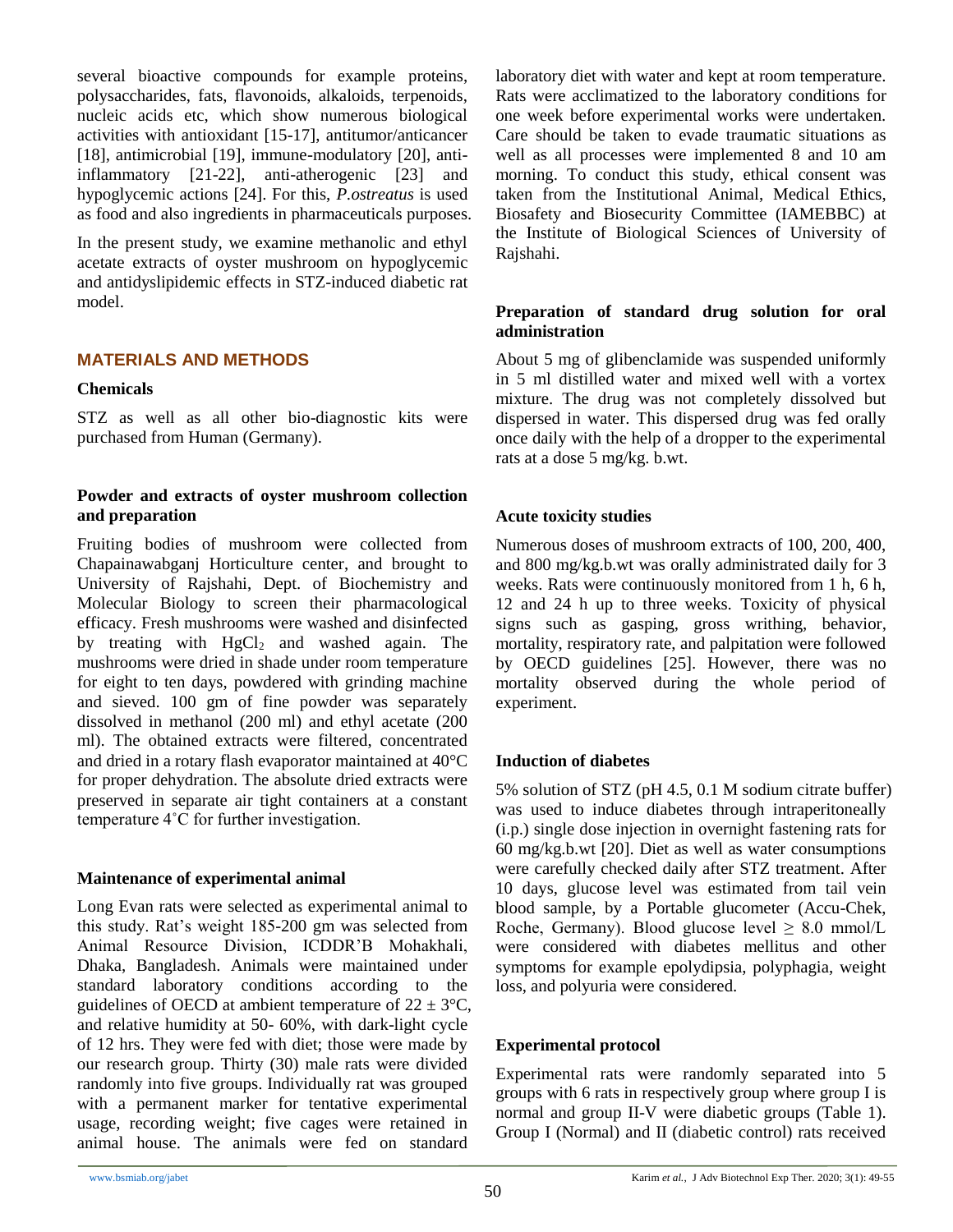several bioactive compounds for example proteins, polysaccharides, fats, flavonoids, alkaloids, terpenoids, nucleic acids etc, which show numerous biological activities with antioxidant [15-17], antitumor/anticancer [18], antimicrobial [19], immune-modulatory [20], anti-inflammatory [21-22], anti-atherogenic [23] and hypoglycemic actions [24]. For this, *P.ostreatus* is used as food and also ingredients in pharmaceuticals purposes.

In the present study, we examine methanolic and ethyl acetate extracts of oyster mushroom on hypoglycemic and antidyslipidemic effects in STZ-induced diabetic rat model.

## MATERIALS AND METHODS

### Chemicals

STZ as well as all other bio-diagnostic kits were purchased from Human (Germany).

### Powder and extracts of oyster mushroom collection and preparation

Fruiting bodies of mushroom were collected from Chapainawabganj Horticulture center, and brought to University of Rajshahi, Dept. of Biochemistry and Molecular Biology to screen their pharmacological efficacy. Fresh mushrooms were washed and disinfected by treating with $HgCl_2$ and washed again. The mushrooms were dried in shade under room temperature for eight to ten days, powdered with grinding machine and sieved. 100 gm of fine powder was separately dissolved in methanol (200 ml) and ethyl acetate (200 ml). The obtained extracts were filtered, concentrated and dried in a rotary flash evaporator maintained at 40°C for proper dehydration. The absolute dried extracts were preserved in separate air tight containers at a constant temperature 4˚C for further investigation.

### Maintenance of experimental animal

Long Evan rats were selected as experimental animal to this study. Rat's weight 185-200 gm was selected from Animal Resource Division, ICDDR'B Mohakhali, Dhaka, Bangladesh. Animals were maintained under standard laboratory conditions according to the guidelines of OECD at ambient temperature of 22 ± 3°C, and relative humidity at 50- 60%, with dark-light cycle of 12 hrs. They were fed with diet; those were made by our research group. Thirty (30) male rats were divided randomly into five groups. Individually rat was grouped with a permanent marker for tentative experimental usage, recording weight; five cages were retained in animal house. The animals were fed on standard laboratory diet with water and kept at room temperature. Rats were acclimatized to the laboratory conditions for one week before experimental works were undertaken. Care should be taken to evade traumatic situations as well as all processes were implemented 8 and 10 am morning. To conduct this study, ethical consent was taken from the Institutional Animal, Medical Ethics, Biosafety and Biosecurity Committee (IAMEBBC) at the Institute of Biological Sciences of University of Rajshahi.

### Preparation of standard drug solution for oral administration

About 5 mg of glibenclamide was suspended uniformly in 5 ml distilled water and mixed well with a vortex mixture. The drug was not completely dissolved but dispersed in water. This dispersed drug was fed orally once daily with the help of a dropper to the experimental rats at a dose 5 mg/kg. b.wt.

### Acute toxicity studies

Numerous doses of mushroom extracts of 100, 200, 400, and 800 mg/kg.b.wt was orally administrated daily for 3 weeks. Rats were continuously monitored from 1 h, 6 h, 12 and 24 h up to three weeks. Toxicity of physical signs such as gasping, gross writhing, behavior, mortality, respiratory rate, and palpitation were followed by OECD guidelines [25]. However, there was no mortality observed during the whole period of experiment.

### Induction of diabetes

5% solution of STZ (pH 4.5, 0.1 M sodium citrate buffer) was used to induce diabetes through intraperitoneally (i.p.) single dose injection in overnight fastening rats for 60 mg/kg.b.wt [20]. Diet as well as water consumptions were carefully checked daily after STZ treatment. After 10 days, glucose level was estimated from tail vein blood sample, by a Portable glucometer (Accu-Chek, Roche, Germany). Blood glucose level ≥ 8.0 mmol/L were considered with diabetes mellitus and other symptoms for example epolydipsia, polyphagia, weight loss, and polyuria were considered.

### Experimental protocol

Experimental rats were randomly separated into 5 groups with 6 rats in respectively group where group I is normal and group II-V were diabetic groups (Table 1). Group I (Normal) and II (diabetic control) rats received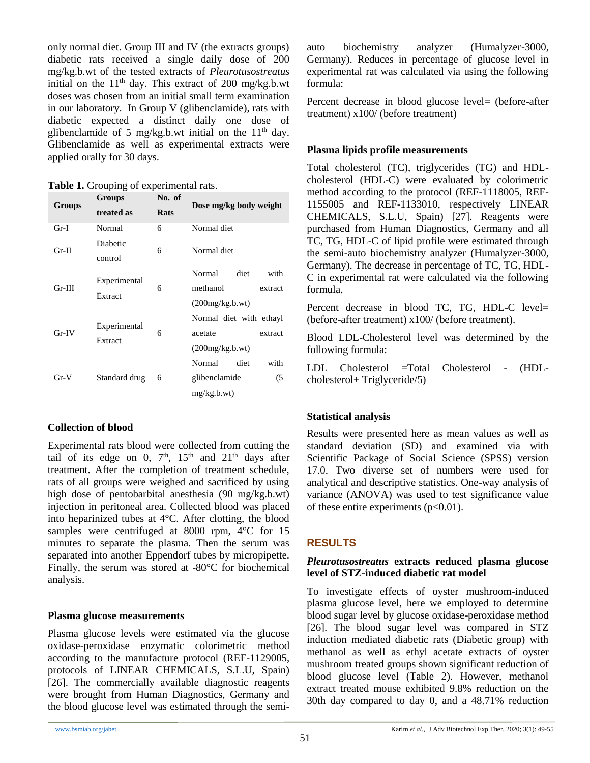only normal diet. Group III and IV (the extracts groups) diabetic rats received a single daily dose of 200 mg/kg.b.wt of the tested extracts of *Pleurotusostreatus* initial on the 11th day. This extract of 200 mg/kg.b.wt doses was chosen from an initial small term examination in our laboratory. In Group V (glibenclamide), rats with diabetic expected a distinct daily one dose of glibenclamide of 5 mg/kg.b.wt initial on the 11th day. Glibenclamide as well as experimental extracts were applied orally for 30 days.

**Table 1.** Grouping of experimental rats.

| Groups | Groups treated as | No. of Rats | Dose mg/kg body weight |
|---|---|---|---|
| Gr-I | Normal | 6 | Normal diet |
| Gr-II | Diabetic control | 6 | Normal diet |
| Gr-III | Experimental Extract | 6 | Normal diet with methanol extract (200mg/kg.b.wt) |
| Gr-IV | Experimental Extract | 6 | Normal diet with ethayl acetate extract (200mg/kg.b.wt) |
| Gr-V | Standard drug | 6 | Normal diet with glibenclamide (5 mg/kg.b.wt) |

### Collection of blood

Experimental rats blood were collected from cutting the tail of its edge on 0, 7th, 15th and 21th days after treatment. After the completion of treatment schedule, rats of all groups were weighed and sacrificed by using high dose of pentobarbital anesthesia (90 mg/kg.b.wt) injection in peritoneal area. Collected blood was placed into heparinized tubes at 4°C. After clotting, the blood samples were centrifuged at 8000 rpm, 4°C for 15 minutes to separate the plasma. Then the serum was separated into another Eppendorf tubes by micropipette. Finally, the serum was stored at -80°C for biochemical analysis.

### Plasma glucose measurements

Plasma glucose levels were estimated via the glucose oxidase-peroxidase enzymatic colorimetric method according to the manufacture protocol (REF-1129005, protocols of LINEAR CHEMICALS, S.L.U, Spain) [26]. The commercially available diagnostic reagents were brought from Human Diagnostics, Germany and the blood glucose level was estimated through the semi-auto biochemistry analyzer (Humalyzer-3000, Germany). Reduces in percentage of glucose level in experimental rat was calculated via using the following formula:

Percent decrease in blood glucose level= (before-after treatment) x100/ (before treatment)

### Plasma lipids profile measurements

Total cholesterol (TC), triglycerides (TG) and HDL-cholesterol (HDL-C) were evaluated by colorimetric method according to the protocol (REF-1118005, REF-1155005 and REF-1133010, respectively LINEAR CHEMICALS, S.L.U, Spain) [27]. Reagents were purchased from Human Diagnostics, Germany and all TC, TG, HDL-C of lipid profile were estimated through the semi-auto biochemistry analyzer (Humalyzer-3000, Germany). The decrease in percentage of TC, TG, HDL-C in experimental rat were calculated via the following formula.

Percent decrease in blood TC, TG, HDL-C level= (before-after treatment) x100/ (before treatment).

Blood LDL-Cholesterol level was determined by the following formula:

LDL Cholesterol =Total Cholesterol - (HDL-cholesterol+ Triglyceride/5)

### Statistical analysis

Results were presented here as mean values as well as standard deviation (SD) and examined via with Scientific Package of Social Science (SPSS) version 17.0. Two diverse set of numbers were used for analytical and descriptive statistics. One-way analysis of variance (ANOVA) was used to test significance value of these entire experiments ($p<0.01$).

## RESULTS

### *Pleurotusostreatus* extracts reduced plasma glucose level of STZ-induced diabetic rat model

To investigate effects of oyster mushroom-induced plasma glucose level, here we employed to determine blood sugar level by glucose oxidase-peroxidase method [26]. The blood sugar level was compared in STZ induction mediated diabetic rats (Diabetic group) with methanol as well as ethyl acetate extracts of oyster mushroom treated groups shown significant reduction of blood glucose level (Table 2). However, methanol extract treated mouse exhibited 9.8% reduction on the 30th day compared to day 0, and a 48.71% reduction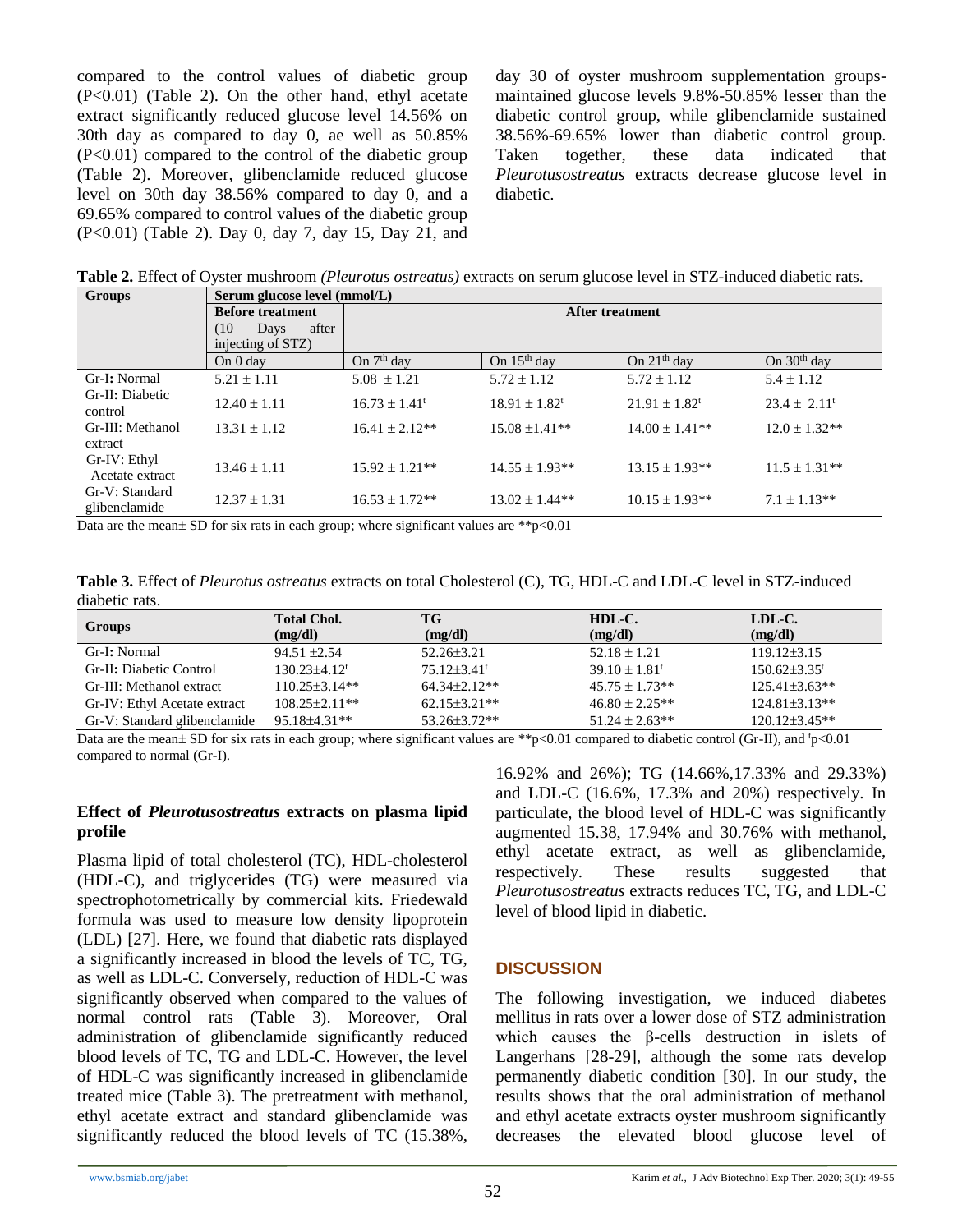compared to the control values of diabetic group ($P<0.01$) (Table 2). On the other hand, ethyl acetate extract significantly reduced glucose level 14.56% on 30th day as compared to day 0, ae well as 50.85% ($P<0.01$) compared to the control of the diabetic group (Table 2). Moreover, glibenclamide reduced glucose level on 30th day 38.56% compared to day 0, and a 69.65% compared to control values of the diabetic group ($P<0.01$) (Table 2). Day 0, day 7, day 15, Day 21, and day 30 of oyster mushroom supplementation groups-maintained glucose levels 9.8%-50.85% lesser than the diabetic control group, while glibenclamide sustained 38.56%-69.65% lower than diabetic control group. Taken together, these data indicated that *Pleurotusostreatus* extracts decrease glucose level in diabetic.

**Table 2.** Effect of Oyster mushroom *(Pleurotus ostreatus)* extracts on serum glucose level in STZ-induced diabetic rats.

| Groups | Serum glucose level (mmol/L) | | | | |
|---|---|---|---|---|---|
| | Before treatment (10 Days after injecting of STZ) | After treatment | | | |
| | On 0 day | On 7th day | On 15th day | On 21th day | On 30th day |
| Gr-I: Normal | 5.21 ± 1.11 | 5.08 ± 1.21 | 5.72 ± 1.12 | 5.72 ± 1.12 | 5.4 ± 1.12 |
| Gr-II: Diabetic control | 12.40 ± 1.11 | 16.73 ± 1.41ᵗ | 18.91 ± 1.82ᵗ | 21.91 ± 1.82ᵗ | 23.4 ± 2.11ᵗ |
| Gr-III: Methanol extract | 13.31 ± 1.12 | 16.41 ± 2.12** | 15.08 ±1.41** | 14.00 ± 1.41** | 12.0 ± 1.32** |
| Gr-IV: Ethyl Acetate extract | 13.46 ± 1.11 | 15.92 ± 1.21** | 14.55 ± 1.93** | 13.15 ± 1.93** | 11.5 ± 1.31** |
| Gr-V: Standard glibenclamide | 12.37 ± 1.31 | 16.53 ± 1.72** | 13.02 ± 1.44** | 10.15 ± 1.93** | 7.1 ± 1.13** |

Data are the mean± SD for six rats in each group; where significant values are **$p<0.01$

**Table 3.** Effect of *Pleurotus ostreatus* extracts on total Cholesterol (C), TG, HDL-C and LDL-C level in STZ-induced diabetic rats.

| Groups | Total Chol. (mg/dl) | TG (mg/dl) | HDL-C. (mg/dl) | LDL-C. (mg/dl) |
|---|---|---|---|---|
| Gr-I: Normal | 94.51 ±2.54 | 52.26±3.21 | 52.18 ± 1.21 | 119.12±3.15 |
| Gr-II: Diabetic Control | 130.23±4.12ᵗ | 75.12±3.41ᵗ | 39.10 ± 1.81ᵗ | 150.62±3.35ᵗ |
| Gr-III: Methanol extract | 110.25±3.14** | 64.34±2.12** | 45.75 ± 1.73** | 125.41±3.63** |
| Gr-IV: Ethyl Acetate extract | 108.25±2.11** | 62.15±3.21** | 46.80 ± 2.25** | 124.81±3.13** |
| Gr-V: Standard glibenclamide | 95.18±4.31** | 53.26±3.72** | 51.24 ± 2.63** | 120.12±3.45** |

Data are the mean± SD for six rats in each group; where significant values are **$p<0.01$ compared to diabetic control (Gr-II), and ᵗ$p<0.01$ compared to normal (Gr-I).

### Effect of *Pleurotusostreatus* extracts on plasma lipid profile

Plasma lipid of total cholesterol (TC), HDL-cholesterol (HDL-C), and triglycerides (TG) were measured via spectrophotometrically by commercial kits. Friedewald formula was used to measure low density lipoprotein (LDL) [27]. Here, we found that diabetic rats displayed a significantly increased in blood the levels of TC, TG, as well as LDL-C. Conversely, reduction of HDL-C was significantly observed when compared to the values of normal control rats (Table 3). Moreover, Oral administration of glibenclamide significantly reduced blood levels of TC, TG and LDL-C. However, the level of HDL-C was significantly increased in glibenclamide treated mice (Table 3). The pretreatment with methanol, ethyl acetate extract and standard glibenclamide was significantly reduced the blood levels of TC (15.38%, 16.92% and 26%); TG (14.66%,17.33% and 29.33%) and LDL-C (16.6%, 17.3% and 20%) respectively. In particulate, the blood level of HDL-C was significantly augmented 15.38, 17.94% and 30.76% with methanol, ethyl acetate extract, as well as glibenclamide, respectively. These results suggested that *Pleurotusostreatus* extracts reduces TC, TG, and LDL-C level of blood lipid in diabetic.

## DISCUSSION

The following investigation, we induced diabetes mellitus in rats over a lower dose of STZ administration which causes the β-cells destruction in islets of Langerhans [28-29], although the some rats develop permanently diabetic condition [30]. In our study, the results shows that the oral administration of methanol and ethyl acetate extracts oyster mushroom significantly decreases the elevated blood glucose level of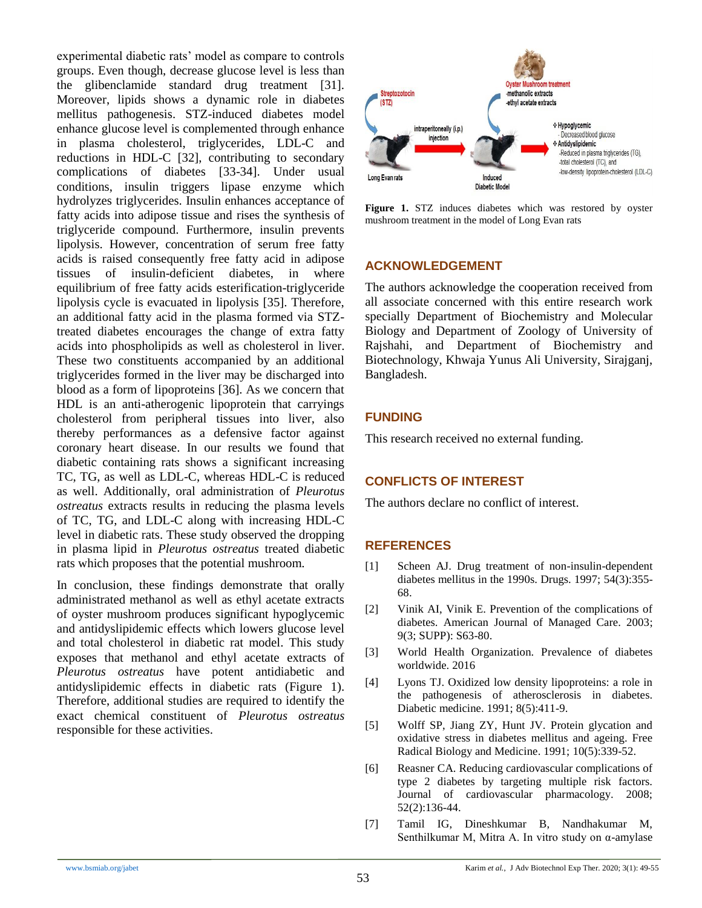experimental diabetic rats' model as compare to controls groups. Even though, decrease glucose level is less than the glibenclamide standard drug treatment [31]. Moreover, lipids shows a dynamic role in diabetes mellitus pathogenesis. STZ-induced diabetes model enhance glucose level is complemented through enhance in plasma cholesterol, triglycerides, LDL-C and reductions in HDL-C [32], contributing to secondary complications of diabetes [33-34]. Under usual conditions, insulin triggers lipase enzyme which hydrolyzes triglycerides. Insulin enhances acceptance of fatty acids into adipose tissue and rises the synthesis of triglyceride compound. Furthermore, insulin prevents lipolysis. However, concentration of serum free fatty acids is raised consequently free fatty acid in adipose tissues of insulin-deficient diabetes, in where equilibrium of free fatty acids esterification-triglyceride lipolysis cycle is evacuated in lipolysis [35]. Therefore, an additional fatty acid in the plasma formed via STZ-treated diabetes encourages the change of extra fatty acids into phospholipids as well as cholesterol in liver. These two constituents accompanied by an additional triglycerides formed in the liver may be discharged into blood as a form of lipoproteins [36]. As we concern that HDL is an anti-atherogenic lipoprotein that carryings cholesterol from peripheral tissues into liver, also thereby performances as a defensive factor against coronary heart disease. In our results we found that diabetic containing rats shows a significant increasing TC, TG, as well as LDL-C, whereas HDL-C is reduced as well. Additionally, oral administration of *Pleurotus ostreatus* extracts results in reducing the plasma levels of TC, TG, and LDL-C along with increasing HDL-C level in diabetic rats. These study observed the dropping in plasma lipid in *Pleurotus ostreatus* treated diabetic rats which proposes that the potential mushroom.

In conclusion, these findings demonstrate that orally administrated methanol as well as ethyl acetate extracts of oyster mushroom produces significant hypoglycemic and antidyslipidemic effects which lowers glucose level and total cholesterol in diabetic rat model. This study exposes that methanol and ethyl acetate extracts of *Pleurotus ostreatus* have potent antidiabetic and antidyslipidemic effects in diabetic rats (Figure 1). Therefore, additional studies are required to identify the exact chemical constituent of *Pleurotus ostreatus* responsible for these activities.

**Figure 1.** STZ induces diabetes which was restored by oyster mushroom treatment in the model of Long Evan rats

## ACKNOWLEDGEMENT

The authors acknowledge the cooperation received from all associate concerned with this entire research work specially Department of Biochemistry and Molecular Biology and Department of Zoology of University of Rajshahi, and Department of Biochemistry and Biotechnology, Khwaja Yunus Ali University, Sirajganj, Bangladesh.

## FUNDING

This research received no external funding.

## CONFLICTS OF INTEREST

The authors declare no conflict of interest.

## REFERENCES

[1] Scheen AJ. Drug treatment of non-insulin-dependent diabetes mellitus in the 1990s. Drugs. 1997; 54(3):355-68.

[2] Vinik AI, Vinik E. Prevention of the complications of diabetes. American Journal of Managed Care. 2003; 9(3; SUPP): S63-80.

[3] World Health Organization. Prevalence of diabetes worldwide. 2016

[4] Lyons TJ. Oxidized low density lipoproteins: a role in the pathogenesis of atherosclerosis in diabetes. Diabetic medicine. 1991; 8(5):411-9.

[5] Wolff SP, Jiang ZY, Hunt JV. Protein glycation and oxidative stress in diabetes mellitus and ageing. Free Radical Biology and Medicine. 1991; 10(5):339-52.

[6] Reasner CA. Reducing cardiovascular complications of type 2 diabetes by targeting multiple risk factors. Journal of cardiovascular pharmacology. 2008; 52(2):136-44.

[7] Tamil IG, Dineshkumar B, Nandhakumar M, Senthilkumar M, Mitra A. In vitro study on α-amylase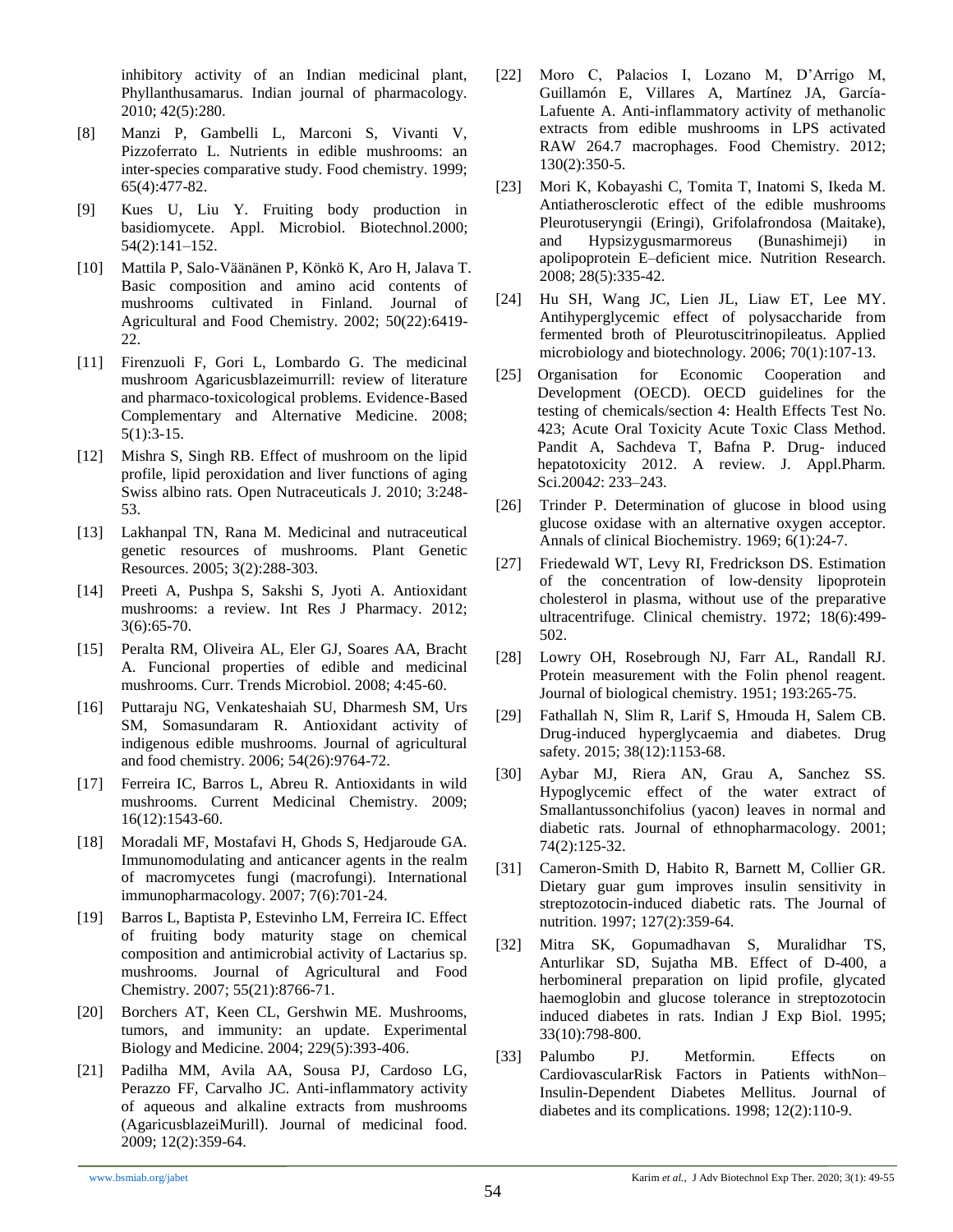inhibitory activity of an Indian medicinal plant, Phyllanthusamarus. Indian journal of pharmacology. 2010; 42(5):280.

[8] Manzi P, Gambelli L, Marconi S, Vivanti V, Pizzoferrato L. Nutrients in edible mushrooms: an inter-species comparative study. Food chemistry. 1999; 65(4):477-82.

[9] Kues U, Liu Y. Fruiting body production in basidiomycete. Appl. Microbiol. Biotechnol.2000; 54(2):141–152.

[10] Mattila P, Salo-Väänänen P, Könkö K, Aro H, Jalava T. Basic composition and amino acid contents of mushrooms cultivated in Finland. Journal of Agricultural and Food Chemistry. 2002; 50(22):6419-22.

[11] Firenzuoli F, Gori L, Lombardo G. The medicinal mushroom Agaricusblazeimurrill: review of literature and pharmaco-toxicological problems. Evidence-Based Complementary and Alternative Medicine. 2008; 5(1):3-15.

[12] Mishra S, Singh RB. Effect of mushroom on the lipid profile, lipid peroxidation and liver functions of aging Swiss albino rats. Open Nutraceuticals J. 2010; 3:248-53.

[13] Lakhanpal TN, Rana M. Medicinal and nutraceutical genetic resources of mushrooms. Plant Genetic Resources. 2005; 3(2):288-303.

[14] Preeti A, Pushpa S, Sakshi S, Jyoti A. Antioxidant mushrooms: a review. Int Res J Pharmacy. 2012; 3(6):65-70.

[15] Peralta RM, Oliveira AL, Eler GJ, Soares AA, Bracht A. Funcional properties of edible and medicinal mushrooms. Curr. Trends Microbiol. 2008; 4:45-60.

[16] Puttaraju NG, Venkateshaiah SU, Dharmesh SM, Urs SM, Somasundaram R. Antioxidant activity of indigenous edible mushrooms. Journal of agricultural and food chemistry. 2006; 54(26):9764-72.

[17] Ferreira IC, Barros L, Abreu R. Antioxidants in wild mushrooms. Current Medicinal Chemistry. 2009; 16(12):1543-60.

[18] Moradali MF, Mostafavi H, Ghods S, Hedjaroude GA. Immunomodulating and anticancer agents in the realm of macromycetes fungi (macrofungi). International immunopharmacology. 2007; 7(6):701-24.

[19] Barros L, Baptista P, Estevinho LM, Ferreira IC. Effect of fruiting body maturity stage on chemical composition and antimicrobial activity of Lactarius sp. mushrooms. Journal of Agricultural and Food Chemistry. 2007; 55(21):8766-71.

[20] Borchers AT, Keen CL, Gershwin ME. Mushrooms, tumors, and immunity: an update. Experimental Biology and Medicine. 2004; 229(5):393-406.

[21] Padilha MM, Avila AA, Sousa PJ, Cardoso LG, Perazzo FF, Carvalho JC. Anti-inflammatory activity of aqueous and alkaline extracts from mushrooms (AgaricusblazeiMurill). Journal of medicinal food. 2009; 12(2):359-64.

[22] Moro C, Palacios I, Lozano M, D'Arrigo M, Guillamón E, Villares A, Martínez JA, García-Lafuente A. Anti-inflammatory activity of methanolic extracts from edible mushrooms in LPS activated RAW 264.7 macrophages. Food Chemistry. 2012; 130(2):350-5.

[23] Mori K, Kobayashi C, Tomita T, Inatomi S, Ikeda M. Antiatherosclerotic effect of the edible mushrooms Pleurotuseryngii (Eringi), Grifolafrondosa (Maitake), and Hypsizygusmarmoreus (Bunashimeji) in apolipoprotein E–deficient mice. Nutrition Research. 2008; 28(5):335-42.

[24] Hu SH, Wang JC, Lien JL, Liaw ET, Lee MY. Antihyperglycemic effect of polysaccharide from fermented broth of Pleurotuscitrinopileatus. Applied microbiology and biotechnology. 2006; 70(1):107-13.

[25] Organisation for Economic Cooperation and Development (OECD). OECD guidelines for the testing of chemicals/section 4: Health Effects Test No. 423; Acute Oral Toxicity Acute Toxic Class Method. Pandit A, Sachdeva T, Bafna P. Drug- induced hepatotoxicity 2012. A review. J. Appl.Pharm. Sci.2004*2*: 233–243.

[26] Trinder P. Determination of glucose in blood using glucose oxidase with an alternative oxygen acceptor. Annals of clinical Biochemistry. 1969; 6(1):24-7.

[27] Friedewald WT, Levy RI, Fredrickson DS. Estimation of the concentration of low-density lipoprotein cholesterol in plasma, without use of the preparative ultracentrifuge. Clinical chemistry. 1972; 18(6):499-502.

[28] Lowry OH, Rosebrough NJ, Farr AL, Randall RJ. Protein measurement with the Folin phenol reagent. Journal of biological chemistry. 1951; 193:265-75.

[29] Fathallah N, Slim R, Larif S, Hmouda H, Salem CB. Drug-induced hyperglycaemia and diabetes. Drug safety. 2015; 38(12):1153-68.

[30] Aybar MJ, Riera AN, Grau A, Sanchez SS. Hypoglycemic effect of the water extract of Smallantussonchifolius (yacon) leaves in normal and diabetic rats. Journal of ethnopharmacology. 2001; 74(2):125-32.

[31] Cameron-Smith D, Habito R, Barnett M, Collier GR. Dietary guar gum improves insulin sensitivity in streptozotocin-induced diabetic rats. The Journal of nutrition. 1997; 127(2):359-64.

[32] Mitra SK, Gopumadhavan S, Muralidhar TS, Anturlikar SD, Sujatha MB. Effect of D-400, a herbomineral preparation on lipid profile, glycated haemoglobin and glucose tolerance in streptozotocin induced diabetes in rats. Indian J Exp Biol. 1995; 33(10):798-800.

[33] Palumbo PJ. Metformin. Effects on CardiovascularRisk Factors in Patients withNon–Insulin-Dependent Diabetes Mellitus. Journal of diabetes and its complications. 1998; 12(2):110-9.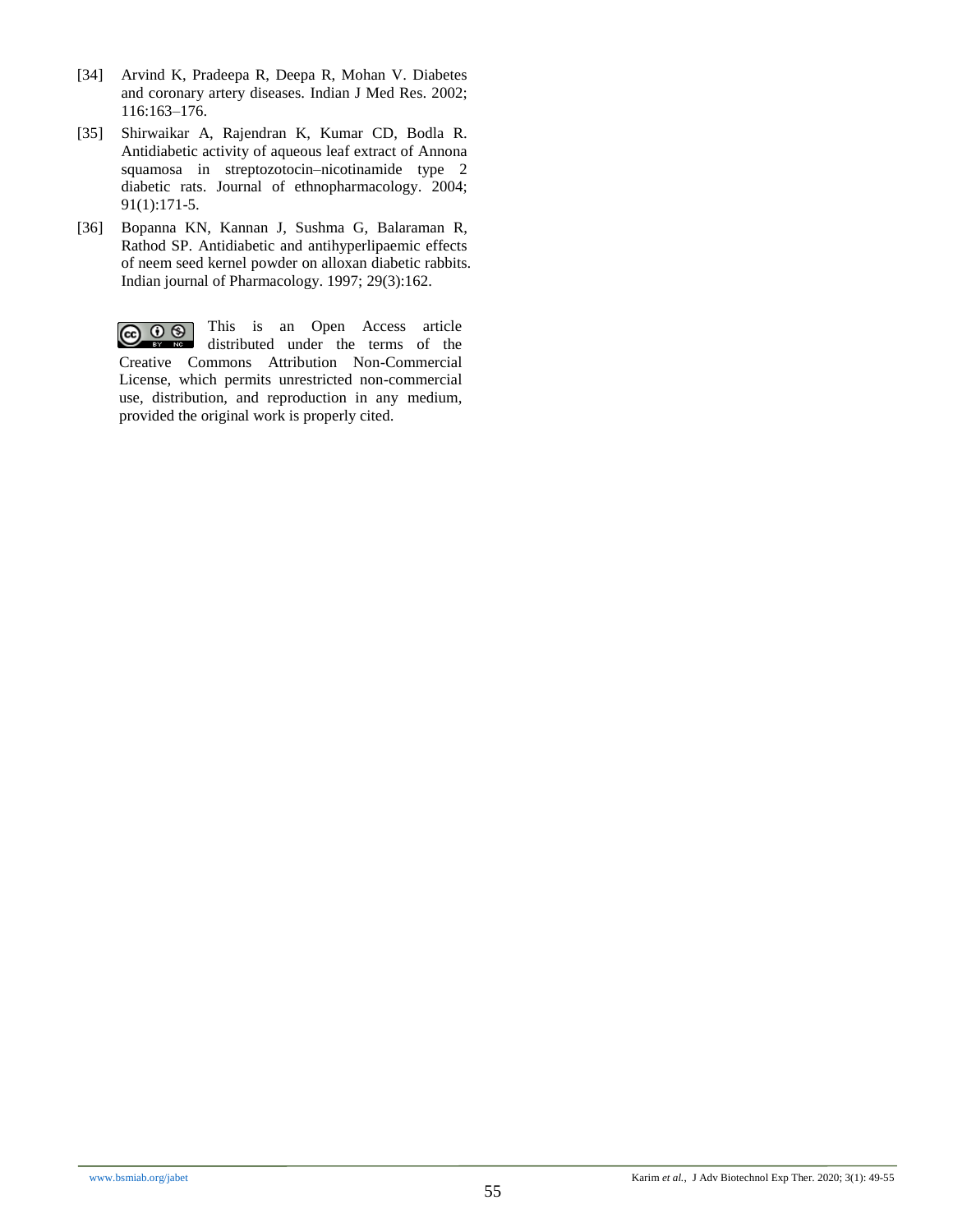[34] Arvind K, Pradeepa R, Deepa R, Mohan V. Diabetes and coronary artery diseases. Indian J Med Res. 2002; 116:163–176.

[35] Shirwaikar A, Rajendran K, Kumar CD, Bodla R. Antidiabetic activity of aqueous leaf extract of Annona squamosa in streptozotocin–nicotinamide type 2 diabetic rats. Journal of ethnopharmacology. 2004; 91(1):171-5.

[36] Bopanna KN, Kannan J, Sushma G, Balaraman R, Rathod SP. Antidiabetic and antihyperlipaemic effects of neem seed kernel powder on alloxan diabetic rabbits. Indian journal of Pharmacology. 1997; 29(3):162.

This is an Open Access article distributed under the terms of the Creative Commons Attribution Non-Commercial License, which permits unrestricted non-commercial use, distribution, and reproduction in any medium, provided the original work is properly cited.